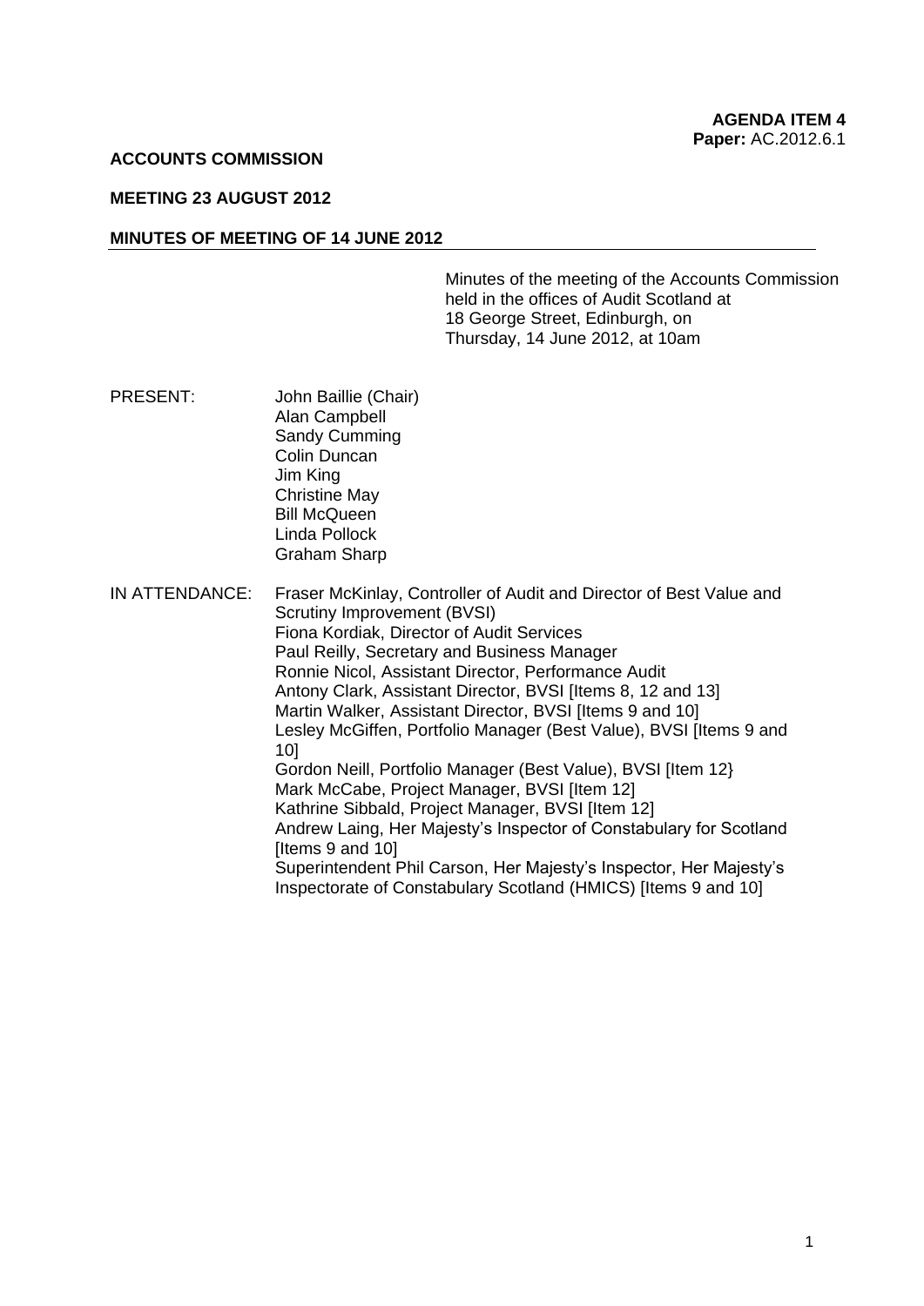**AGENDA ITEM 4**
**Paper:** AC.2012.6.1

**ACCOUNTS COMMISSION**

**MEETING 23 AUGUST 2012**

**MINUTES OF MEETING OF 14 JUNE 2012**

Minutes of the meeting of the Accounts Commission held in the offices of Audit Scotland at 18 George Street, Edinburgh, on Thursday, 14 June 2012, at 10am

PRESENT:

John Baillie (Chair)
Alan Campbell
Sandy Cumming
Colin Duncan
Jim King
Christine May
Bill McQueen
Linda Pollock
Graham Sharp

IN ATTENDANCE:

Fraser McKinlay, Controller of Audit and Director of Best Value and Scrutiny Improvement (BVSI)
Fiona Kordiak, Director of Audit Services
Paul Reilly, Secretary and Business Manager
Ronnie Nicol, Assistant Director, Performance Audit
Antony Clark, Assistant Director, BVSI [Items 8, 12 and 13]
Martin Walker, Assistant Director, BVSI [Items 9 and 10]
Lesley McGiffen, Portfolio Manager (Best Value), BVSI [Items 9 and 10]
Gordon Neill, Portfolio Manager (Best Value), BVSI [Item 12}
Mark McCabe, Project Manager, BVSI [Item 12]
Kathrine Sibbald, Project Manager, BVSI [Item 12]
Andrew Laing, Her Majesty's Inspector of Constabulary for Scotland [Items 9 and 10]
Superintendent Phil Carson, Her Majesty's Inspector, Her Majesty's Inspectorate of Constabulary Scotland (HMICS) [Items 9 and 10]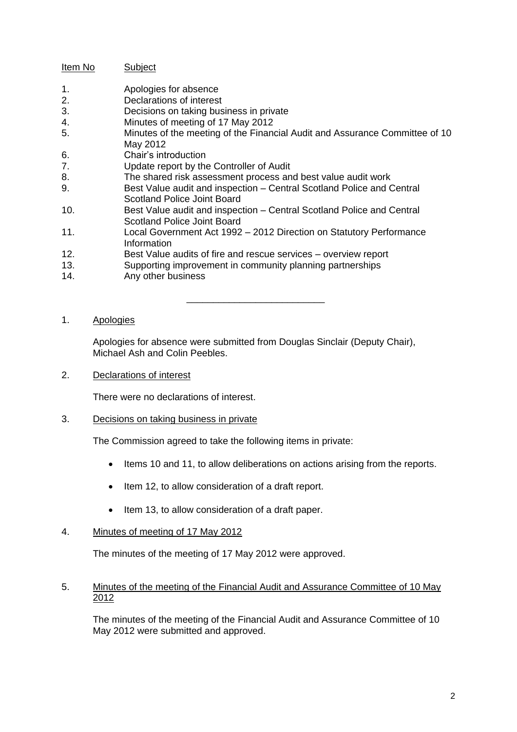| Item No | Subject |
|---|---|
| 1. | Apologies for absence |
| 2. | Declarations of interest |
| 3. | Decisions on taking business in private |
| 4. | Minutes of meeting of 17 May 2012 |
| 5. | Minutes of the meeting of the Financial Audit and Assurance Committee of 10 May 2012 |
| 6. | Chair's introduction |
| 7. | Update report by the Controller of Audit |
| 8. | The shared risk assessment process and best value audit work |
| 9. | Best Value audit and inspection – Central Scotland Police and Central Scotland Police Joint Board |
| 10. | Best Value audit and inspection – Central Scotland Police and Central Scotland Police Joint Board |
| 11. | Local Government Act 1992 – 2012 Direction on Statutory Performance Information |
| 12. | Best Value audits of fire and rescue services – overview report |
| 13. | Supporting improvement in community planning partnerships |
| 14. | Any other business |

---

1. Apologies

   Apologies for absence were submitted from Douglas Sinclair (Deputy Chair), Michael Ash and Colin Peebles.

2. Declarations of interest

   There were no declarations of interest.

3. Decisions on taking business in private

   The Commission agreed to take the following items in private:

   - Items 10 and 11, to allow deliberations on actions arising from the reports.
   - Item 12, to allow consideration of a draft report.
   - Item 13, to allow consideration of a draft paper.

4. Minutes of meeting of 17 May 2012

   The minutes of the meeting of 17 May 2012 were approved.

5. Minutes of the meeting of the Financial Audit and Assurance Committee of 10 May 2012

   The minutes of the meeting of the Financial Audit and Assurance Committee of 10 May 2012 were submitted and approved.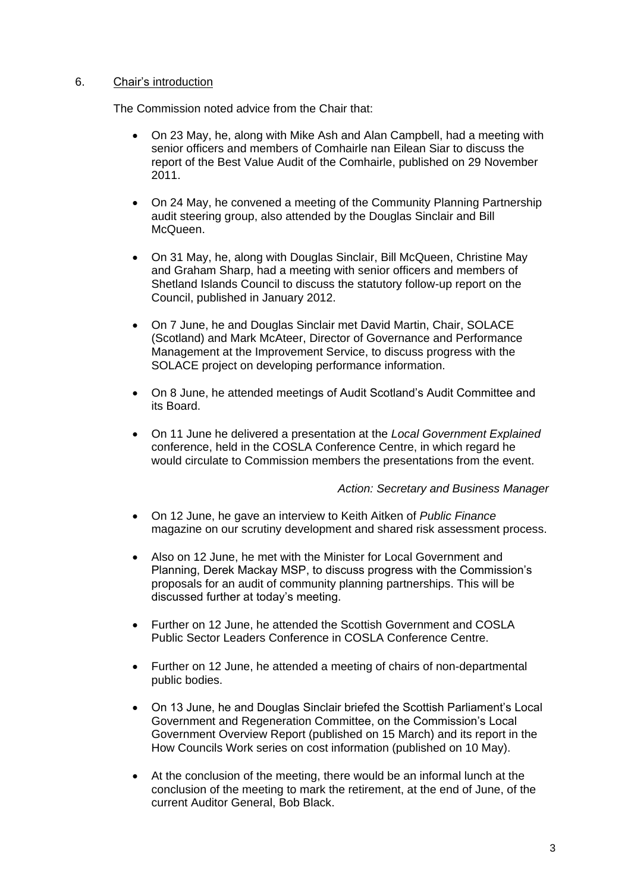6. Chair's introduction

The Commission noted advice from the Chair that:

- On 23 May, he, along with Mike Ash and Alan Campbell, had a meeting with senior officers and members of Comhairle nan Eilean Siar to discuss the report of the Best Value Audit of the Comhairle, published on 29 November 2011.

- On 24 May, he convened a meeting of the Community Planning Partnership audit steering group, also attended by the Douglas Sinclair and Bill McQueen.

- On 31 May, he, along with Douglas Sinclair, Bill McQueen, Christine May and Graham Sharp, had a meeting with senior officers and members of Shetland Islands Council to discuss the statutory follow-up report on the Council, published in January 2012.

- On 7 June, he and Douglas Sinclair met David Martin, Chair, SOLACE (Scotland) and Mark McAteer, Director of Governance and Performance Management at the Improvement Service, to discuss progress with the SOLACE project on developing performance information.

- On 8 June, he attended meetings of Audit Scotland's Audit Committee and its Board.

- On 11 June he delivered a presentation at the *Local Government Explained* conference, held in the COSLA Conference Centre, in which regard he would circulate to Commission members the presentations from the event.

  *Action: Secretary and Business Manager*

- On 12 June, he gave an interview to Keith Aitken of *Public Finance* magazine on our scrutiny development and shared risk assessment process.

- Also on 12 June, he met with the Minister for Local Government and Planning, Derek Mackay MSP, to discuss progress with the Commission's proposals for an audit of community planning partnerships. This will be discussed further at today's meeting.

- Further on 12 June, he attended the Scottish Government and COSLA Public Sector Leaders Conference in COSLA Conference Centre.

- Further on 12 June, he attended a meeting of chairs of non-departmental public bodies.

- On 13 June, he and Douglas Sinclair briefed the Scottish Parliament's Local Government and Regeneration Committee, on the Commission's Local Government Overview Report (published on 15 March) and its report in the How Councils Work series on cost information (published on 10 May).

- At the conclusion of the meeting, there would be an informal lunch at the conclusion of the meeting to mark the retirement, at the end of June, of the current Auditor General, Bob Black.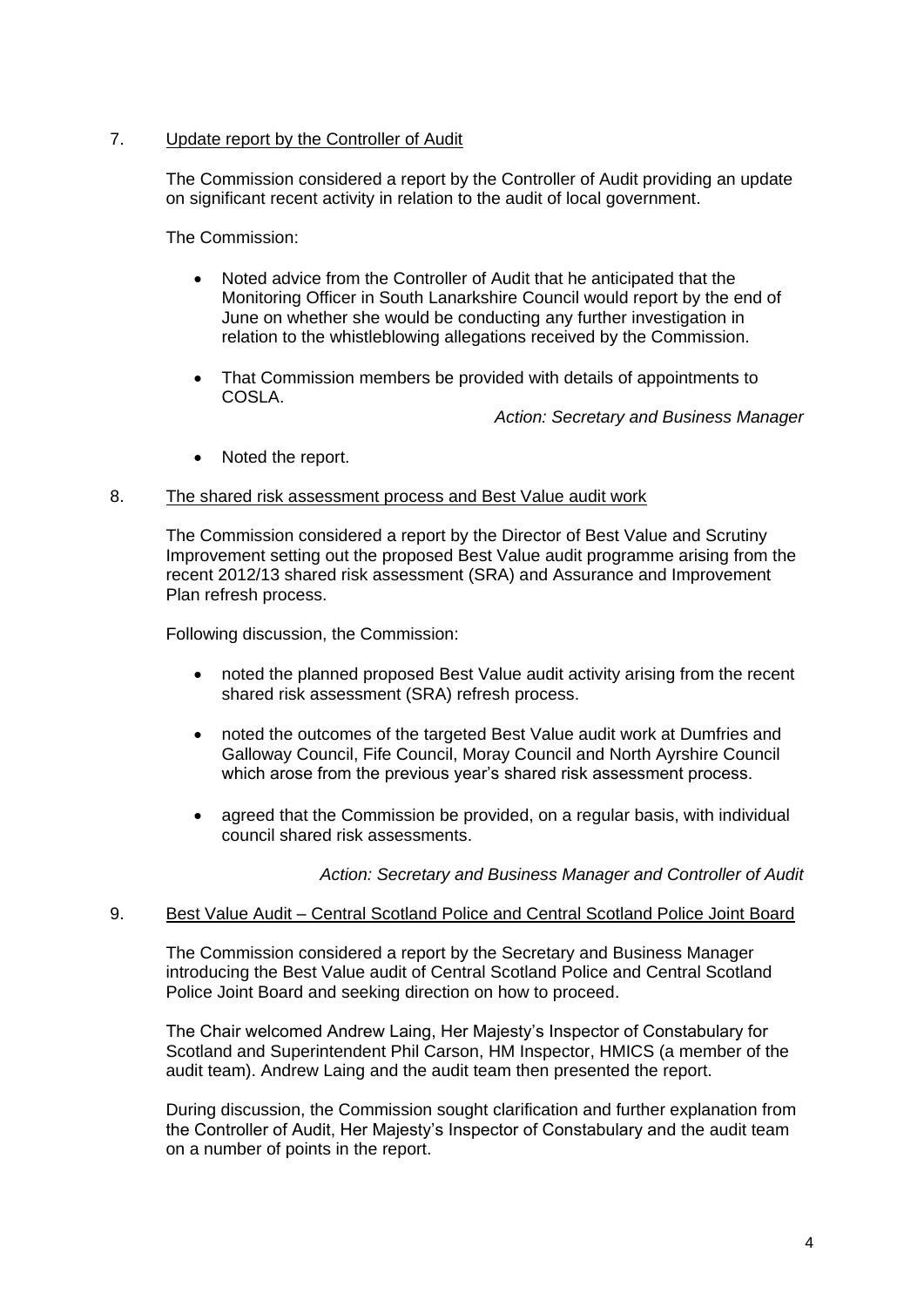7. Update report by the Controller of Audit

   The Commission considered a report by the Controller of Audit providing an update on significant recent activity in relation to the audit of local government.

   The Commission:

   - Noted advice from the Controller of Audit that he anticipated that the Monitoring Officer in South Lanarkshire Council would report by the end of June on whether she would be conducting any further investigation in relation to the whistleblowing allegations received by the Commission.

   - That Commission members be provided with details of appointments to COSLA.

     *Action: Secretary and Business Manager*

   - Noted the report.

8. The shared risk assessment process and Best Value audit work

   The Commission considered a report by the Director of Best Value and Scrutiny Improvement setting out the proposed Best Value audit programme arising from the recent 2012/13 shared risk assessment (SRA) and Assurance and Improvement Plan refresh process.

   Following discussion, the Commission:

   - noted the planned proposed Best Value audit activity arising from the recent shared risk assessment (SRA) refresh process.

   - noted the outcomes of the targeted Best Value audit work at Dumfries and Galloway Council, Fife Council, Moray Council and North Ayrshire Council which arose from the previous year's shared risk assessment process.

   - agreed that the Commission be provided, on a regular basis, with individual council shared risk assessments.

   *Action: Secretary and Business Manager and Controller of Audit*

9. Best Value Audit – Central Scotland Police and Central Scotland Police Joint Board

   The Commission considered a report by the Secretary and Business Manager introducing the Best Value audit of Central Scotland Police and Central Scotland Police Joint Board and seeking direction on how to proceed.

   The Chair welcomed Andrew Laing, Her Majesty's Inspector of Constabulary for Scotland and Superintendent Phil Carson, HM Inspector, HMICS (a member of the audit team). Andrew Laing and the audit team then presented the report.

   During discussion, the Commission sought clarification and further explanation from the Controller of Audit, Her Majesty's Inspector of Constabulary and the audit team on a number of points in the report.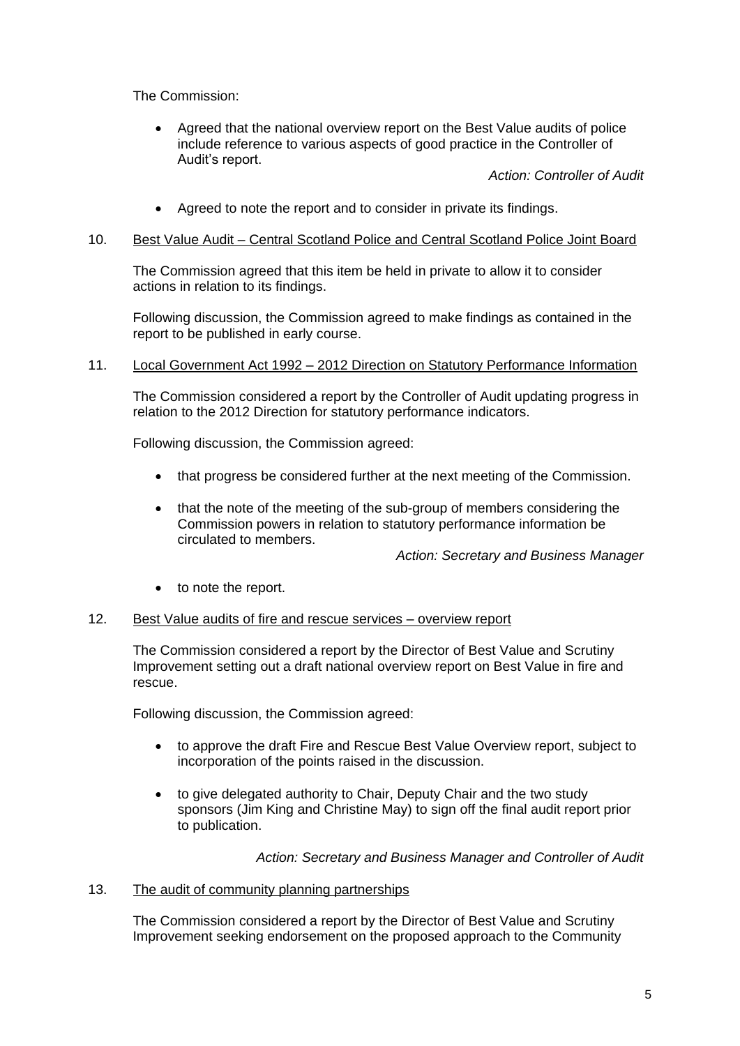The Commission:

- Agreed that the national overview report on the Best Value audits of police include reference to various aspects of good practice in the Controller of Audit's report.

  *Action: Controller of Audit*

- Agreed to note the report and to consider in private its findings.

10. Best Value Audit – Central Scotland Police and Central Scotland Police Joint Board

The Commission agreed that this item be held in private to allow it to consider actions in relation to its findings.

Following discussion, the Commission agreed to make findings as contained in the report to be published in early course.

11. Local Government Act 1992 – 2012 Direction on Statutory Performance Information

The Commission considered a report by the Controller of Audit updating progress in relation to the 2012 Direction for statutory performance indicators.

Following discussion, the Commission agreed:

- that progress be considered further at the next meeting of the Commission.

- that the note of the meeting of the sub-group of members considering the Commission powers in relation to statutory performance information be circulated to members.

  *Action: Secretary and Business Manager*

- to note the report.

12. Best Value audits of fire and rescue services – overview report

The Commission considered a report by the Director of Best Value and Scrutiny Improvement setting out a draft national overview report on Best Value in fire and rescue.

Following discussion, the Commission agreed:

- to approve the draft Fire and Rescue Best Value Overview report, subject to incorporation of the points raised in the discussion.

- to give delegated authority to Chair, Deputy Chair and the two study sponsors (Jim King and Christine May) to sign off the final audit report prior to publication.

*Action: Secretary and Business Manager and Controller of Audit*

13. The audit of community planning partnerships

The Commission considered a report by the Director of Best Value and Scrutiny Improvement seeking endorsement on the proposed approach to the Community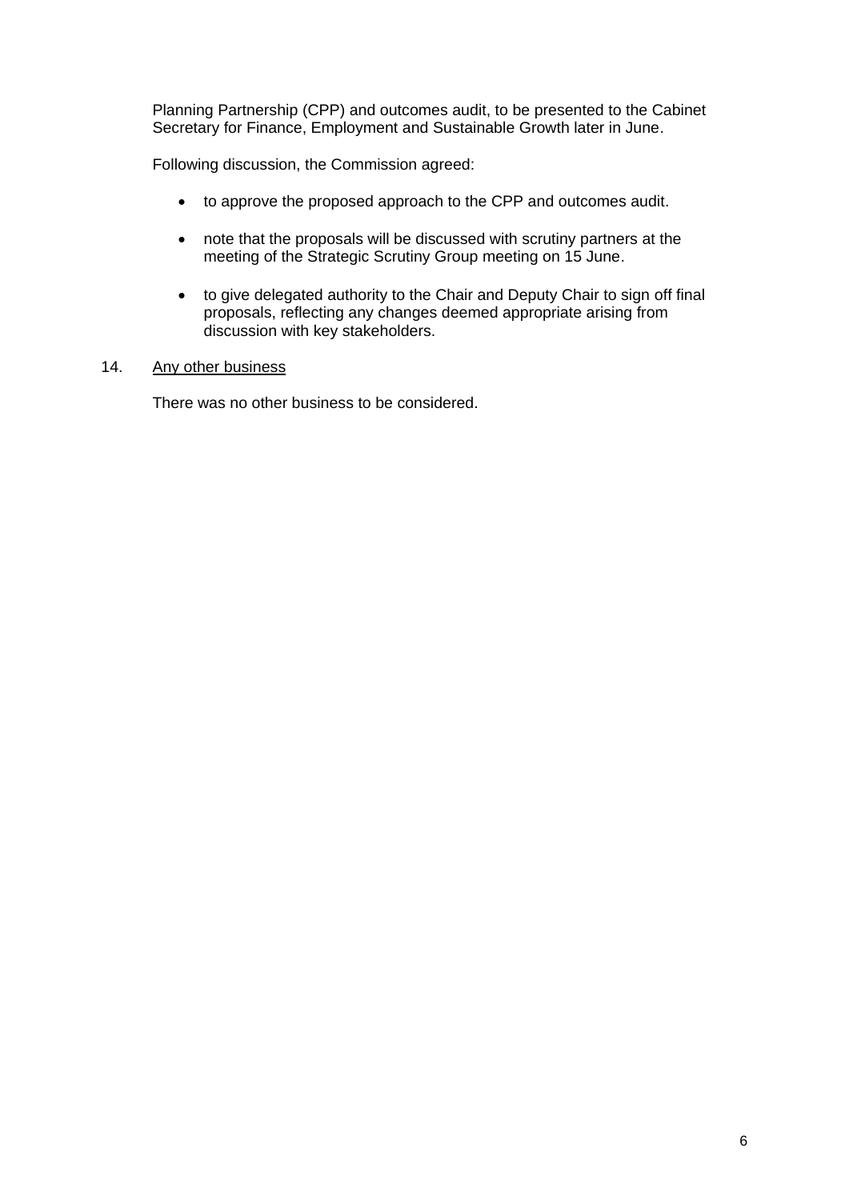Planning Partnership (CPP) and outcomes audit, to be presented to the Cabinet Secretary for Finance, Employment and Sustainable Growth later in June.

Following discussion, the Commission agreed:

- to approve the proposed approach to the CPP and outcomes audit.
- note that the proposals will be discussed with scrutiny partners at the meeting of the Strategic Scrutiny Group meeting on 15 June.
- to give delegated authority to the Chair and Deputy Chair to sign off final proposals, reflecting any changes deemed appropriate arising from discussion with key stakeholders.

14. Any other business

There was no other business to be considered.